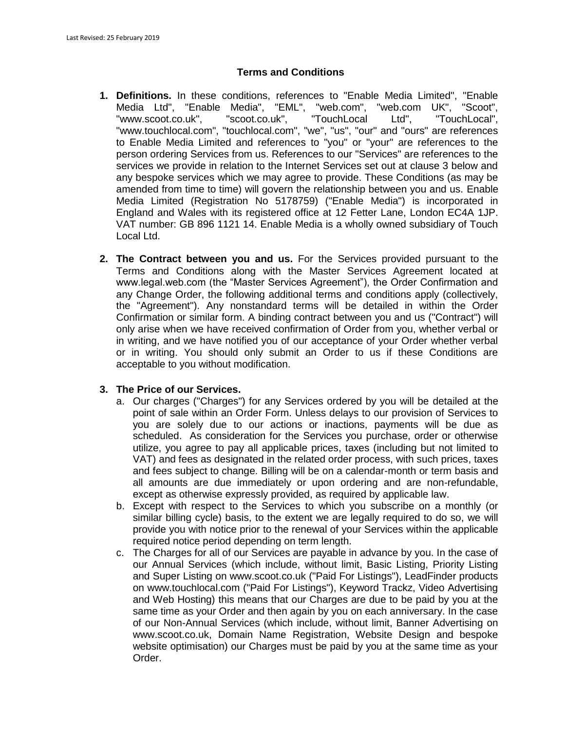Last Revised: 25 February 2019

# Terms and Conditions

1. **Definitions.** In these conditions, references to "Enable Media Limited", "Enable Media Ltd", "Enable Media", "EML", "web.com", "web.com UK", "Scoot", "www.scoot.co.uk", "scoot.co.uk", "TouchLocal Ltd", "TouchLocal", "www.touchlocal.com", "touchlocal.com", "we", "us", "our" and "ours" are references to Enable Media Limited and references to "you" or "your" are references to the person ordering Services from us. References to our "Services" are references to the services we provide in relation to the Internet Services set out at clause 3 below and any bespoke services which we may agree to provide. These Conditions (as may be amended from time to time) will govern the relationship between you and us. Enable Media Limited (Registration No 5178759) ("Enable Media") is incorporated in England and Wales with its registered office at 12 Fetter Lane, London EC4A 1JP. VAT number: GB 896 1121 14. Enable Media is a wholly owned subsidiary of Touch Local Ltd.

2. **The Contract between you and us.** For the Services provided pursuant to the Terms and Conditions along with the Master Services Agreement located at www.legal.web.com (the "Master Services Agreement"), the Order Confirmation and any Change Order, the following additional terms and conditions apply (collectively, the "Agreement"). Any nonstandard terms will be detailed in within the Order Confirmation or similar form. A binding contract between you and us ("Contract") will only arise when we have received confirmation of Order from you, whether verbal or in writing, and we have notified you of our acceptance of your Order whether verbal or in writing. You should only submit an Order to us if these Conditions are acceptable to you without modification.

3. **The Price of our Services.**
   a. Our charges ("Charges") for any Services ordered by you will be detailed at the point of sale within an Order Form. Unless delays to our provision of Services to you are solely due to our actions or inactions, payments will be due as scheduled. As consideration for the Services you purchase, order or otherwise utilize, you agree to pay all applicable prices, taxes (including but not limited to VAT) and fees as designated in the related order process, with such prices, taxes and fees subject to change. Billing will be on a calendar-month or term basis and all amounts are due immediately or upon ordering and are non-refundable, except as otherwise expressly provided, as required by applicable law.
   b. Except with respect to the Services to which you subscribe on a monthly (or similar billing cycle) basis, to the extent we are legally required to do so, we will provide you with notice prior to the renewal of your Services within the applicable required notice period depending on term length.
   c. The Charges for all of our Services are payable in advance by you. In the case of our Annual Services (which include, without limit, Basic Listing, Priority Listing and Super Listing on www.scoot.co.uk ("Paid For Listings"), LeadFinder products on www.touchlocal.com ("Paid For Listings"), Keyword Trackz, Video Advertising and Web Hosting) this means that our Charges are due to be paid by you at the same time as your Order and then again by you on each anniversary. In the case of our Non-Annual Services (which include, without limit, Banner Advertising on www.scoot.co.uk, Domain Name Registration, Website Design and bespoke website optimisation) our Charges must be paid by you at the same time as your Order.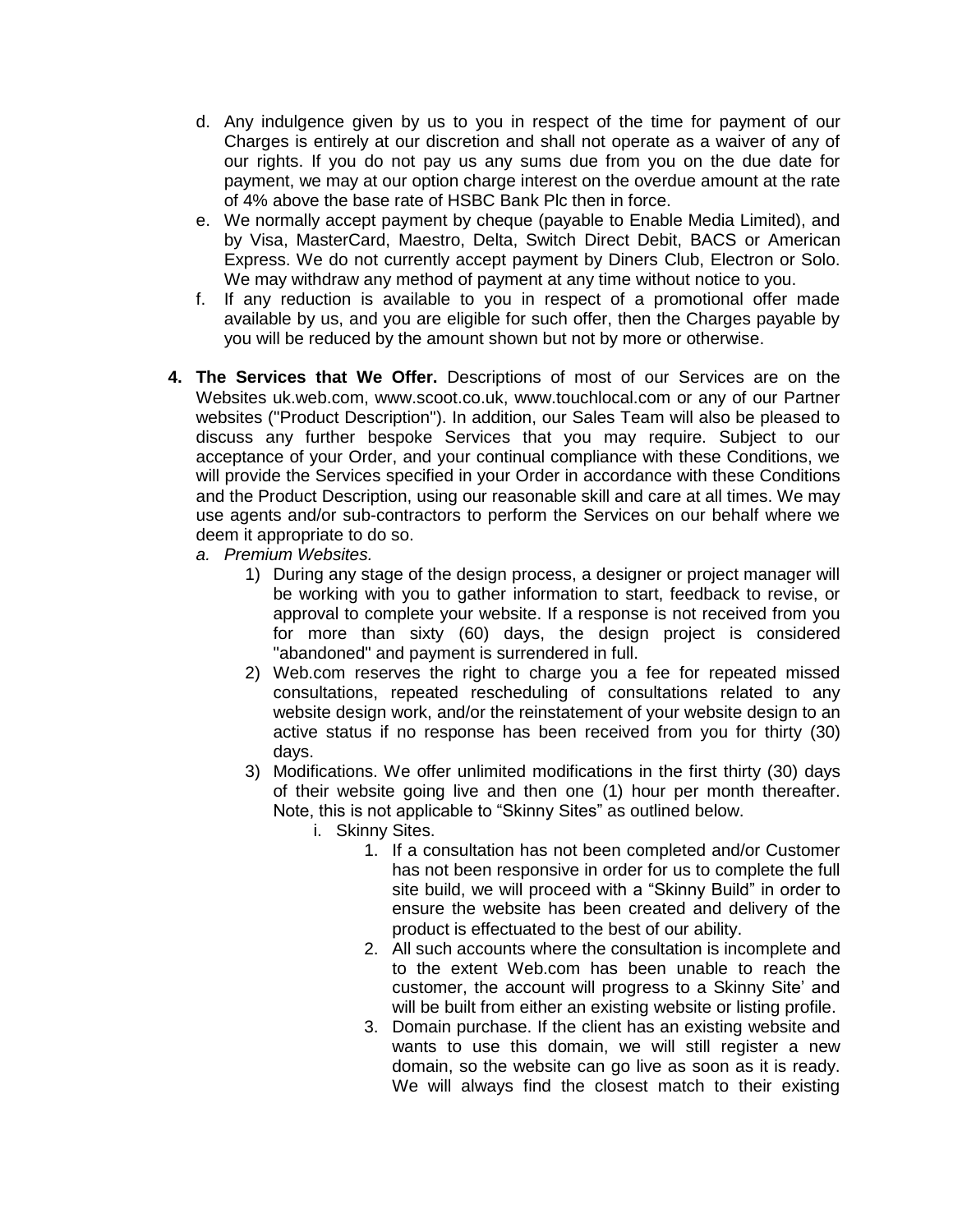d. Any indulgence given by us to you in respect of the time for payment of our Charges is entirely at our discretion and shall not operate as a waiver of any of our rights. If you do not pay us any sums due from you on the due date for payment, we may at our option charge interest on the overdue amount at the rate of 4% above the base rate of HSBC Bank Plc then in force.
e. We normally accept payment by cheque (payable to Enable Media Limited), and by Visa, MasterCard, Maestro, Delta, Switch Direct Debit, BACS or American Express. We do not currently accept payment by Diners Club, Electron or Solo. We may withdraw any method of payment at any time without notice to you.
f. If any reduction is available to you in respect of a promotional offer made available by us, and you are eligible for such offer, then the Charges payable by you will be reduced by the amount shown but not by more or otherwise.

4. **The Services that We Offer.** Descriptions of most of our Services are on the Websites uk.web.com, www.scoot.co.uk, www.touchlocal.com or any of our Partner websites ("Product Description"). In addition, our Sales Team will also be pleased to discuss any further bespoke Services that you may require. Subject to our acceptance of your Order, and your continual compliance with these Conditions, we will provide the Services specified in your Order in accordance with these Conditions and the Product Description, using our reasonable skill and care at all times. We may use agents and/or sub-contractors to perform the Services on our behalf where we deem it appropriate to do so.
   a. *Premium Websites.*
      1) During any stage of the design process, a designer or project manager will be working with you to gather information to start, feedback to revise, or approval to complete your website. If a response is not received from you for more than sixty (60) days, the design project is considered "abandoned" and payment is surrendered in full.
      2) Web.com reserves the right to charge you a fee for repeated missed consultations, repeated rescheduling of consultations related to any website design work, and/or the reinstatement of your website design to an active status if no response has been received from you for thirty (30) days.
      3) Modifications. We offer unlimited modifications in the first thirty (30) days of their website going live and then one (1) hour per month thereafter. Note, this is not applicable to "Skinny Sites" as outlined below.
         i. Skinny Sites.
            1. If a consultation has not been completed and/or Customer has not been responsive in order for us to complete the full site build, we will proceed with a "Skinny Build" in order to ensure the website has been created and delivery of the product is effectuated to the best of our ability.
            2. All such accounts where the consultation is incomplete and to the extent Web.com has been unable to reach the customer, the account will progress to a Skinny Site' and will be built from either an existing website or listing profile.
            3. Domain purchase. If the client has an existing website and wants to use this domain, we will still register a new domain, so the website can go live as soon as it is ready. We will always find the closest match to their existing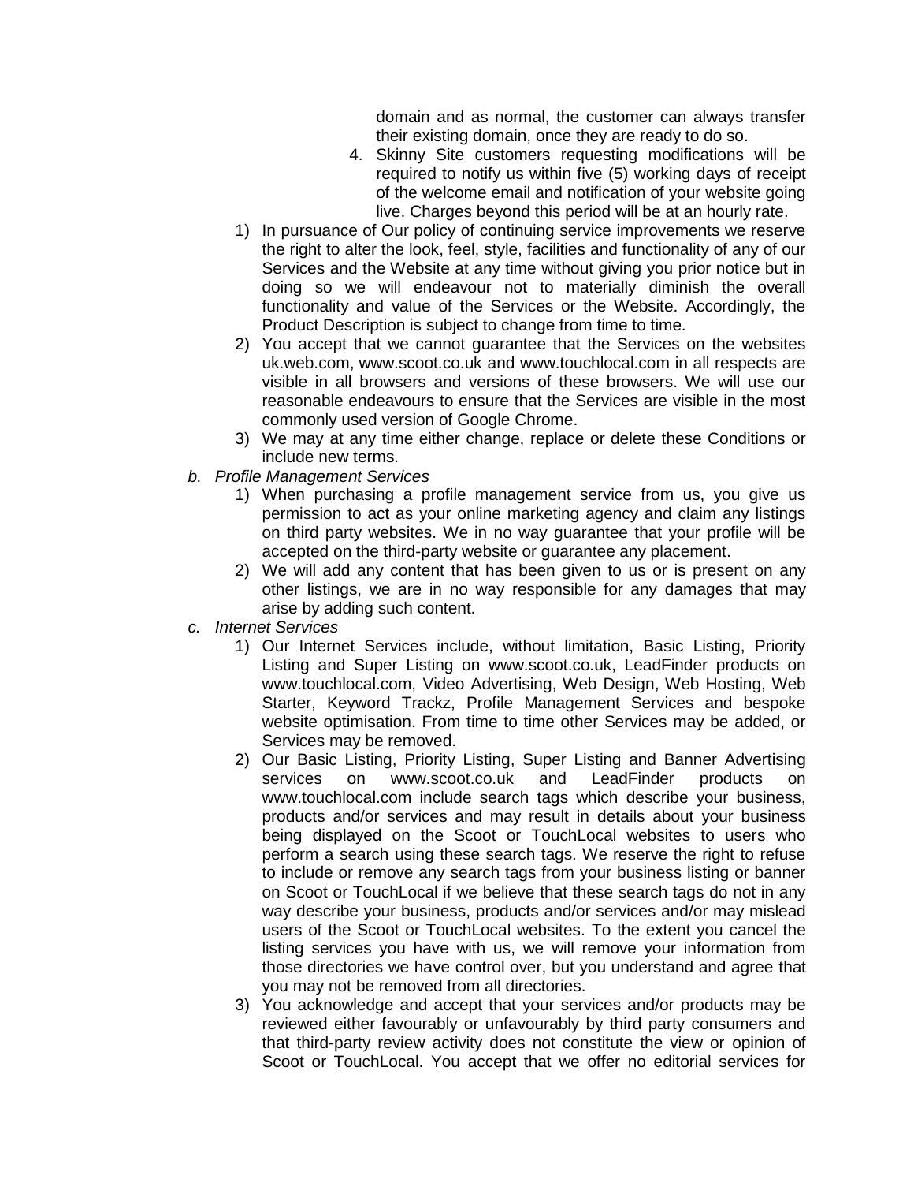domain and as normal, the customer can always transfer their existing domain, once they are ready to do so.

4. Skinny Site customers requesting modifications will be required to notify us within five (5) working days of receipt of the welcome email and notification of your website going live. Charges beyond this period will be at an hourly rate.

1) In pursuance of Our policy of continuing service improvements we reserve the right to alter the look, feel, style, facilities and functionality of any of our Services and the Website at any time without giving you prior notice but in doing so we will endeavour not to materially diminish the overall functionality and value of the Services or the Website. Accordingly, the Product Description is subject to change from time to time.
2) You accept that we cannot guarantee that the Services on the websites uk.web.com, www.scoot.co.uk and www.touchlocal.com in all respects are visible in all browsers and versions of these browsers. We will use our reasonable endeavours to ensure that the Services are visible in the most commonly used version of Google Chrome.
3) We may at any time either change, replace or delete these Conditions or include new terms.

b. *Profile Management Services*

1) When purchasing a profile management service from us, you give us permission to act as your online marketing agency and claim any listings on third party websites. We in no way guarantee that your profile will be accepted on the third-party website or guarantee any placement.
2) We will add any content that has been given to us or is present on any other listings, we are in no way responsible for any damages that may arise by adding such content.

c. *Internet Services*

1) Our Internet Services include, without limitation, Basic Listing, Priority Listing and Super Listing on www.scoot.co.uk, LeadFinder products on www.touchlocal.com, Video Advertising, Web Design, Web Hosting, Web Starter, Keyword Trackz, Profile Management Services and bespoke website optimisation. From time to time other Services may be added, or Services may be removed.
2) Our Basic Listing, Priority Listing, Super Listing and Banner Advertising services on www.scoot.co.uk and LeadFinder products on www.touchlocal.com include search tags which describe your business, products and/or services and may result in details about your business being displayed on the Scoot or TouchLocal websites to users who perform a search using these search tags. We reserve the right to refuse to include or remove any search tags from your business listing or banner on Scoot or TouchLocal if we believe that these search tags do not in any way describe your business, products and/or services and/or may mislead users of the Scoot or TouchLocal websites. To the extent you cancel the listing services you have with us, we will remove your information from those directories we have control over, but you understand and agree that you may not be removed from all directories.
3) You acknowledge and accept that your services and/or products may be reviewed either favourably or unfavourably by third party consumers and that third-party review activity does not constitute the view or opinion of Scoot or TouchLocal. You accept that we offer no editorial services for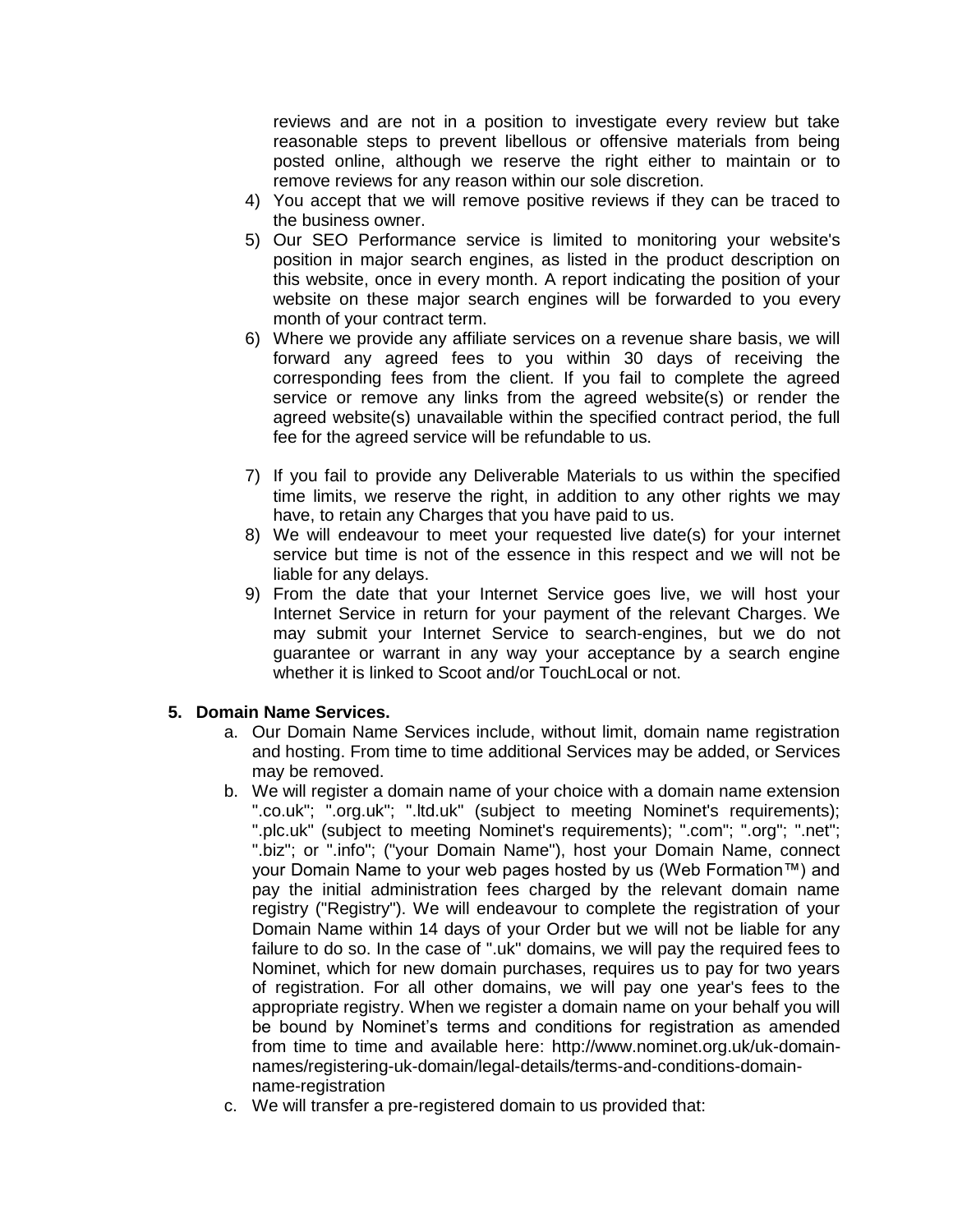reviews and are not in a position to investigate every review but take reasonable steps to prevent libellous or offensive materials from being posted online, although we reserve the right either to maintain or to remove reviews for any reason within our sole discretion.

4) You accept that we will remove positive reviews if they can be traced to the business owner.
5) Our SEO Performance service is limited to monitoring your website's position in major search engines, as listed in the product description on this website, once in every month. A report indicating the position of your website on these major search engines will be forwarded to you every month of your contract term.
6) Where we provide any affiliate services on a revenue share basis, we will forward any agreed fees to you within 30 days of receiving the corresponding fees from the client. If you fail to complete the agreed service or remove any links from the agreed website(s) or render the agreed website(s) unavailable within the specified contract period, the full fee for the agreed service will be refundable to us.
7) If you fail to provide any Deliverable Materials to us within the specified time limits, we reserve the right, in addition to any other rights we may have, to retain any Charges that you have paid to us.
8) We will endeavour to meet your requested live date(s) for your internet service but time is not of the essence in this respect and we will not be liable for any delays.
9) From the date that your Internet Service goes live, we will host your Internet Service in return for your payment of the relevant Charges. We may submit your Internet Service to search-engines, but we do not guarantee or warrant in any way your acceptance by a search engine whether it is linked to Scoot and/or TouchLocal or not.

**5. Domain Name Services.**

a. Our Domain Name Services include, without limit, domain name registration and hosting. From time to time additional Services may be added, or Services may be removed.

b. We will register a domain name of your choice with a domain name extension ".co.uk"; ".org.uk"; ".ltd.uk" (subject to meeting Nominet's requirements); ".plc.uk" (subject to meeting Nominet's requirements); ".com"; ".org"; ".net"; ".biz"; or ".info"; ("your Domain Name"), host your Domain Name, connect your Domain Name to your web pages hosted by us (Web Formation™) and pay the initial administration fees charged by the relevant domain name registry ("Registry"). We will endeavour to complete the registration of your Domain Name within 14 days of your Order but we will not be liable for any failure to do so. In the case of ".uk" domains, we will pay the required fees to Nominet, which for new domain purchases, requires us to pay for two years of registration. For all other domains, we will pay one year's fees to the appropriate registry. When we register a domain name on your behalf you will be bound by Nominet's terms and conditions for registration as amended from time to time and available here: http://www.nominet.org.uk/uk-domain-names/registering-uk-domain/legal-details/terms-and-conditions-domain-name-registration

c. We will transfer a pre-registered domain to us provided that: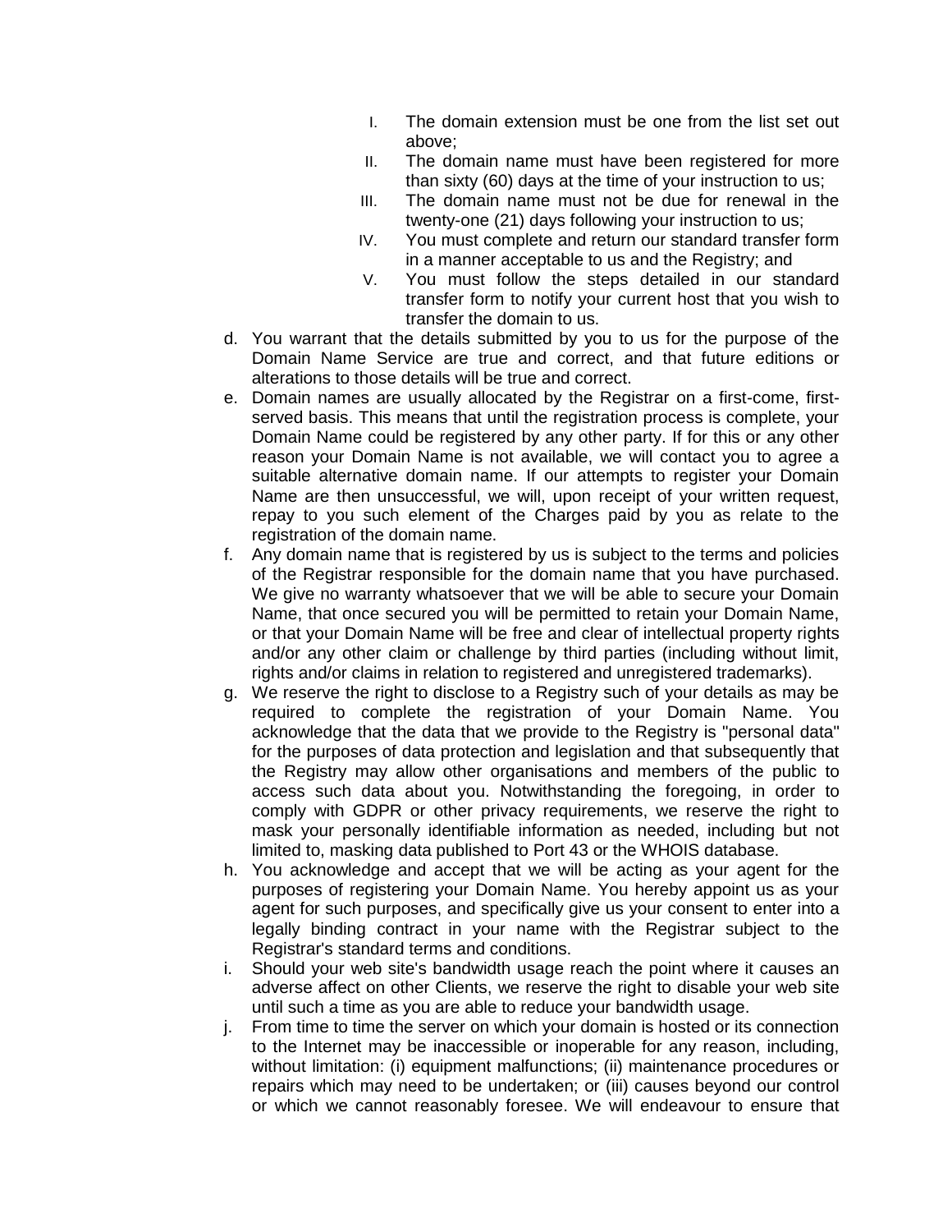I. The domain extension must be one from the list set out above;
II. The domain name must have been registered for more than sixty (60) days at the time of your instruction to us;
III. The domain name must not be due for renewal in the twenty-one (21) days following your instruction to us;
IV. You must complete and return our standard transfer form in a manner acceptable to us and the Registry; and
V. You must follow the steps detailed in our standard transfer form to notify your current host that you wish to transfer the domain to us.

d. You warrant that the details submitted by you to us for the purpose of the Domain Name Service are true and correct, and that future editions or alterations to those details will be true and correct.

e. Domain names are usually allocated by the Registrar on a first-come, first-served basis. This means that until the registration process is complete, your Domain Name could be registered by any other party. If for this or any other reason your Domain Name is not available, we will contact you to agree a suitable alternative domain name. If our attempts to register your Domain Name are then unsuccessful, we will, upon receipt of your written request, repay to you such element of the Charges paid by you as relate to the registration of the domain name.

f. Any domain name that is registered by us is subject to the terms and policies of the Registrar responsible for the domain name that you have purchased. We give no warranty whatsoever that we will be able to secure your Domain Name, that once secured you will be permitted to retain your Domain Name, or that your Domain Name will be free and clear of intellectual property rights and/or any other claim or challenge by third parties (including without limit, rights and/or claims in relation to registered and unregistered trademarks).

g. We reserve the right to disclose to a Registry such of your details as may be required to complete the registration of your Domain Name. You acknowledge that the data that we provide to the Registry is "personal data" for the purposes of data protection and legislation and that subsequently that the Registry may allow other organisations and members of the public to access such data about you. Notwithstanding the foregoing, in order to comply with GDPR or other privacy requirements, we reserve the right to mask your personally identifiable information as needed, including but not limited to, masking data published to Port 43 or the WHOIS database.

h. You acknowledge and accept that we will be acting as your agent for the purposes of registering your Domain Name. You hereby appoint us as your agent for such purposes, and specifically give us your consent to enter into a legally binding contract in your name with the Registrar subject to the Registrar's standard terms and conditions.

i. Should your web site's bandwidth usage reach the point where it causes an adverse affect on other Clients, we reserve the right to disable your web site until such a time as you are able to reduce your bandwidth usage.

j. From time to time the server on which your domain is hosted or its connection to the Internet may be inaccessible or inoperable for any reason, including, without limitation: (i) equipment malfunctions; (ii) maintenance procedures or repairs which may need to be undertaken; or (iii) causes beyond our control or which we cannot reasonably foresee. We will endeavour to ensure that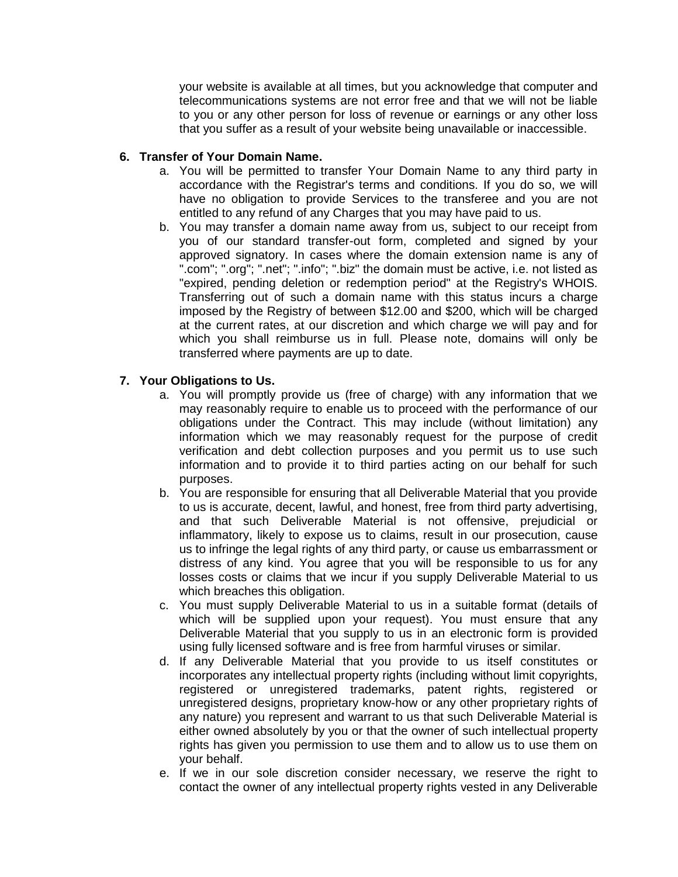your website is available at all times, but you acknowledge that computer and telecommunications systems are not error free and that we will not be liable to you or any other person for loss of revenue or earnings or any other loss that you suffer as a result of your website being unavailable or inaccessible.

6. **Transfer of Your Domain Name.**
    a. You will be permitted to transfer Your Domain Name to any third party in accordance with the Registrar's terms and conditions. If you do so, we will have no obligation to provide Services to the transferee and you are not entitled to any refund of any Charges that you may have paid to us.
    b. You may transfer a domain name away from us, subject to our receipt from you of our standard transfer-out form, completed and signed by your approved signatory. In cases where the domain extension name is any of ".com"; ".org"; ".net"; ".info"; ".biz" the domain must be active, i.e. not listed as "expired, pending deletion or redemption period" at the Registry's WHOIS. Transferring out of such a domain name with this status incurs a charge imposed by the Registry of between $12.00 and $200, which will be charged at the current rates, at our discretion and which charge we will pay and for which you shall reimburse us in full. Please note, domains will only be transferred where payments are up to date.

7. **Your Obligations to Us.**
    a. You will promptly provide us (free of charge) with any information that we may reasonably require to enable us to proceed with the performance of our obligations under the Contract. This may include (without limitation) any information which we may reasonably request for the purpose of credit verification and debt collection purposes and you permit us to use such information and to provide it to third parties acting on our behalf for such purposes.
    b. You are responsible for ensuring that all Deliverable Material that you provide to us is accurate, decent, lawful, and honest, free from third party advertising, and that such Deliverable Material is not offensive, prejudicial or inflammatory, likely to expose us to claims, result in our prosecution, cause us to infringe the legal rights of any third party, or cause us embarrassment or distress of any kind. You agree that you will be responsible to us for any losses costs or claims that we incur if you supply Deliverable Material to us which breaches this obligation.
    c. You must supply Deliverable Material to us in a suitable format (details of which will be supplied upon your request). You must ensure that any Deliverable Material that you supply to us in an electronic form is provided using fully licensed software and is free from harmful viruses or similar.
    d. If any Deliverable Material that you provide to us itself constitutes or incorporates any intellectual property rights (including without limit copyrights, registered or unregistered trademarks, patent rights, registered or unregistered designs, proprietary know-how or any other proprietary rights of any nature) you represent and warrant to us that such Deliverable Material is either owned absolutely by you or that the owner of such intellectual property rights has given you permission to use them and to allow us to use them on your behalf.
    e. If we in our sole discretion consider necessary, we reserve the right to contact the owner of any intellectual property rights vested in any Deliverable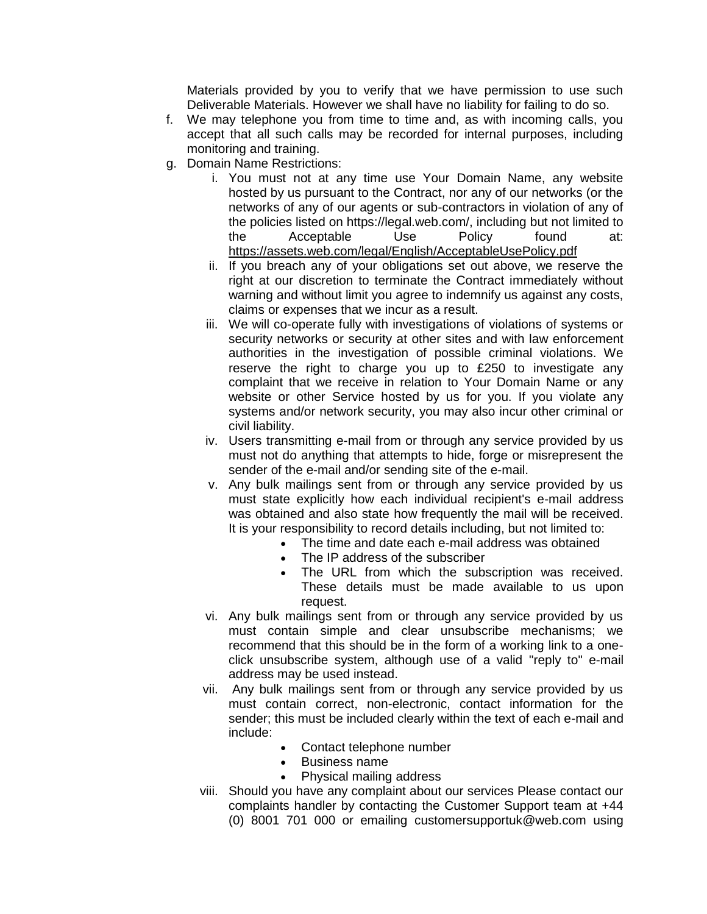Materials provided by you to verify that we have permission to use such Deliverable Materials. However we shall have no liability for failing to do so.

f. We may telephone you from time to time and, as with incoming calls, you accept that all such calls may be recorded for internal purposes, including monitoring and training.

g. Domain Name Restrictions:

   i. You must not at any time use Your Domain Name, any website hosted by us pursuant to the Contract, nor any of our networks (or the networks of any of our agents or sub-contractors in violation of any of the policies listed on https://legal.web.com/, including but not limited to the Acceptable Use Policy found at: https://assets.web.com/legal/English/AcceptableUsePolicy.pdf

   ii. If you breach any of your obligations set out above, we reserve the right at our discretion to terminate the Contract immediately without warning and without limit you agree to indemnify us against any costs, claims or expenses that we incur as a result.

   iii. We will co-operate fully with investigations of violations of systems or security networks or security at other sites and with law enforcement authorities in the investigation of possible criminal violations. We reserve the right to charge you up to £250 to investigate any complaint that we receive in relation to Your Domain Name or any website or other Service hosted by us for you. If you violate any systems and/or network security, you may also incur other criminal or civil liability.

   iv. Users transmitting e-mail from or through any service provided by us must not do anything that attempts to hide, forge or misrepresent the sender of the e-mail and/or sending site of the e-mail.

   v. Any bulk mailings sent from or through any service provided by us must state explicitly how each individual recipient's e-mail address was obtained and also state how frequently the mail will be received. It is your responsibility to record details including, but not limited to:
      - The time and date each e-mail address was obtained
      - The IP address of the subscriber
      - The URL from which the subscription was received. These details must be made available to us upon request.

   vi. Any bulk mailings sent from or through any service provided by us must contain simple and clear unsubscribe mechanisms; we recommend that this should be in the form of a working link to a one-click unsubscribe system, although use of a valid "reply to" e-mail address may be used instead.

   vii. Any bulk mailings sent from or through any service provided by us must contain correct, non-electronic, contact information for the sender; this must be included clearly within the text of each e-mail and include:
      - Contact telephone number
      - Business name
      - Physical mailing address

   viii. Should you have any complaint about our services Please contact our complaints handler by contacting the Customer Support team at +44 (0) 8001 701 000 or emailing customersupportuk@web.com using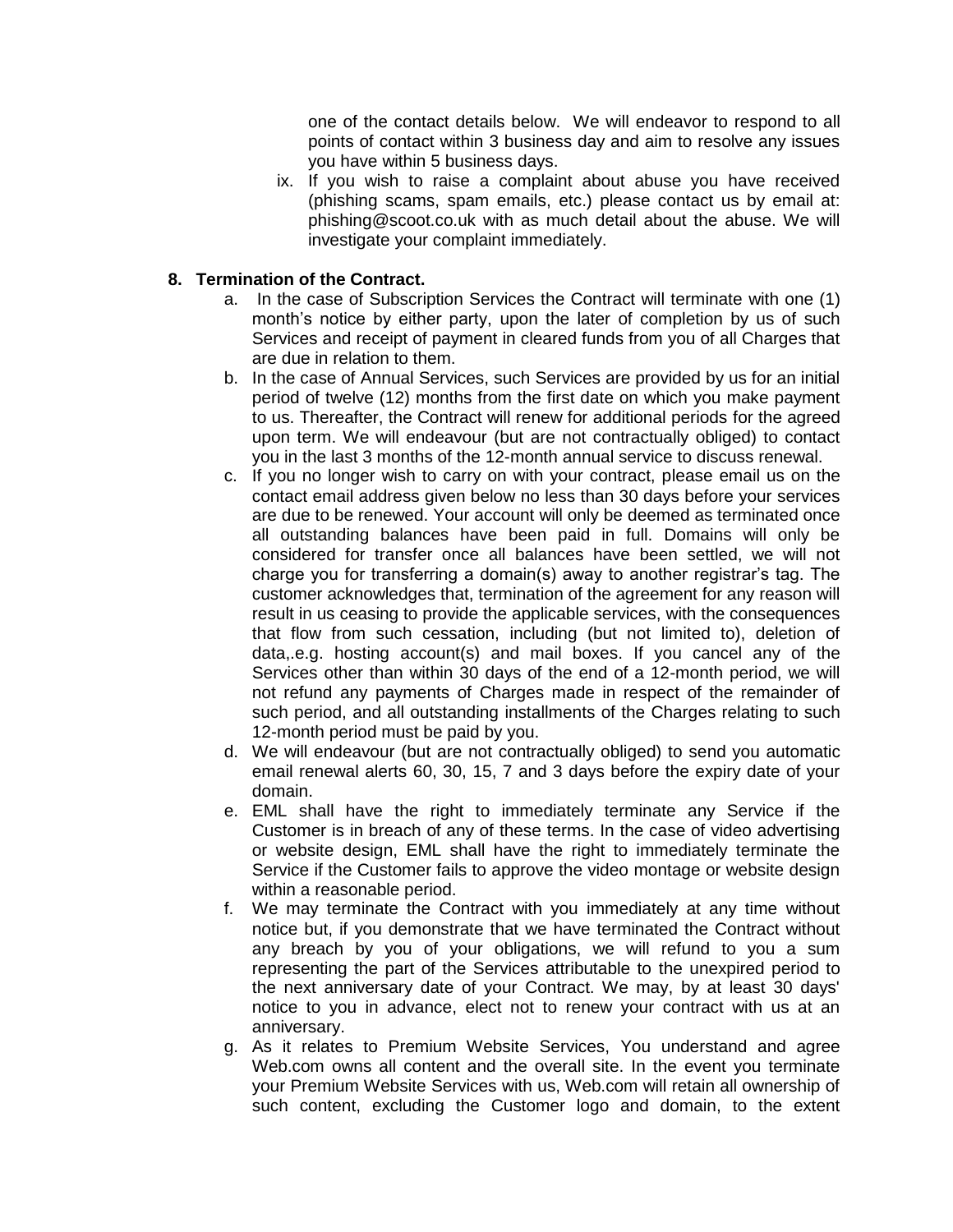one of the contact details below. We will endeavor to respond to all points of contact within 3 business day and aim to resolve any issues you have within 5 business days.

ix. If you wish to raise a complaint about abuse you have received (phishing scams, spam emails, etc.) please contact us by email at: phishing@scoot.co.uk with as much detail about the abuse. We will investigate your complaint immediately.

## 8. Termination of the Contract.

a. In the case of Subscription Services the Contract will terminate with one (1) month's notice by either party, upon the later of completion by us of such Services and receipt of payment in cleared funds from you of all Charges that are due in relation to them.

b. In the case of Annual Services, such Services are provided by us for an initial period of twelve (12) months from the first date on which you make payment to us. Thereafter, the Contract will renew for additional periods for the agreed upon term. We will endeavour (but are not contractually obliged) to contact you in the last 3 months of the 12-month annual service to discuss renewal.

c. If you no longer wish to carry on with your contract, please email us on the contact email address given below no less than 30 days before your services are due to be renewed. Your account will only be deemed as terminated once all outstanding balances have been paid in full. Domains will only be considered for transfer once all balances have been settled, we will not charge you for transferring a domain(s) away to another registrar's tag. The customer acknowledges that, termination of the agreement for any reason will result in us ceasing to provide the applicable services, with the consequences that flow from such cessation, including (but not limited to), deletion of data,.e.g. hosting account(s) and mail boxes. If you cancel any of the Services other than within 30 days of the end of a 12-month period, we will not refund any payments of Charges made in respect of the remainder of such period, and all outstanding installments of the Charges relating to such 12-month period must be paid by you.

d. We will endeavour (but are not contractually obliged) to send you automatic email renewal alerts 60, 30, 15, 7 and 3 days before the expiry date of your domain.

e. EML shall have the right to immediately terminate any Service if the Customer is in breach of any of these terms. In the case of video advertising or website design, EML shall have the right to immediately terminate the Service if the Customer fails to approve the video montage or website design within a reasonable period.

f. We may terminate the Contract with you immediately at any time without notice but, if you demonstrate that we have terminated the Contract without any breach by you of your obligations, we will refund to you a sum representing the part of the Services attributable to the unexpired period to the next anniversary date of your Contract. We may, by at least 30 days' notice to you in advance, elect not to renew your contract with us at an anniversary.

g. As it relates to Premium Website Services, You understand and agree Web.com owns all content and the overall site. In the event you terminate your Premium Website Services with us, Web.com will retain all ownership of such content, excluding the Customer logo and domain, to the extent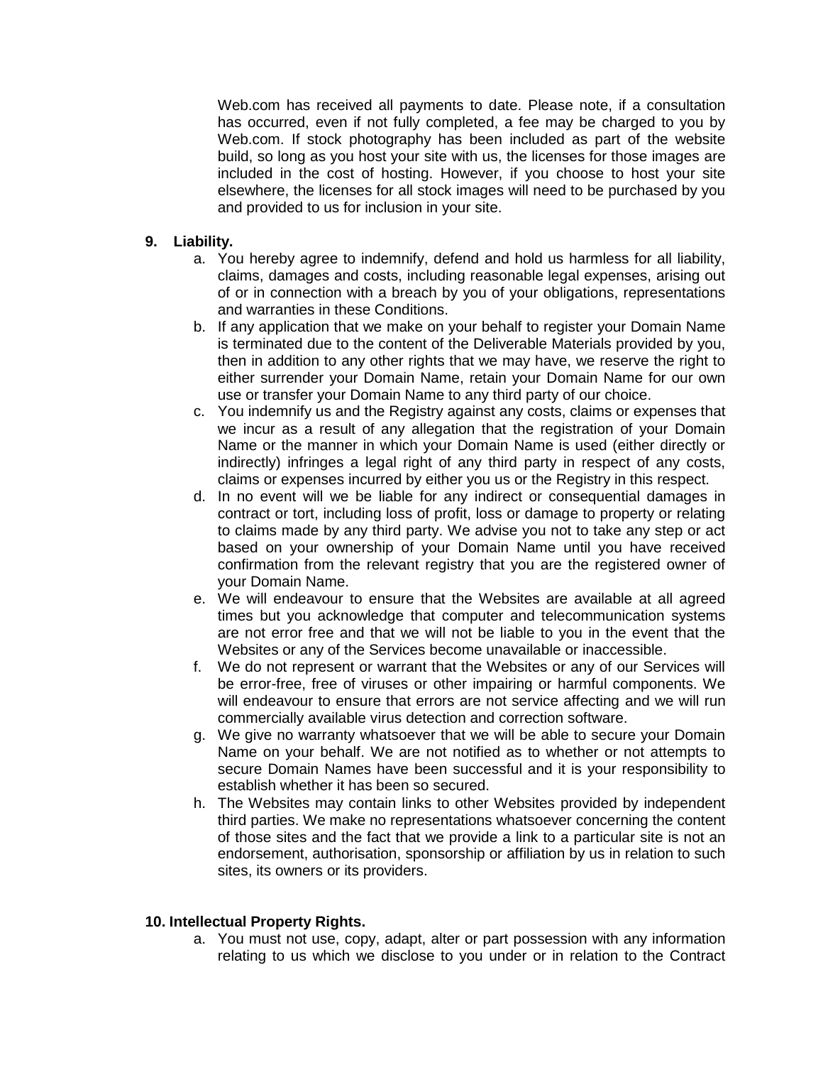Web.com has received all payments to date. Please note, if a consultation has occurred, even if not fully completed, a fee may be charged to you by Web.com. If stock photography has been included as part of the website build, so long as you host your site with us, the licenses for those images are included in the cost of hosting. However, if you choose to host your site elsewhere, the licenses for all stock images will need to be purchased by you and provided to us for inclusion in your site.

**9. Liability.**

a. You hereby agree to indemnify, defend and hold us harmless for all liability, claims, damages and costs, including reasonable legal expenses, arising out of or in connection with a breach by you of your obligations, representations and warranties in these Conditions.

b. If any application that we make on your behalf to register your Domain Name is terminated due to the content of the Deliverable Materials provided by you, then in addition to any other rights that we may have, we reserve the right to either surrender your Domain Name, retain your Domain Name for our own use or transfer your Domain Name to any third party of our choice.

c. You indemnify us and the Registry against any costs, claims or expenses that we incur as a result of any allegation that the registration of your Domain Name or the manner in which your Domain Name is used (either directly or indirectly) infringes a legal right of any third party in respect of any costs, claims or expenses incurred by either you us or the Registry in this respect.

d. In no event will we be liable for any indirect or consequential damages in contract or tort, including loss of profit, loss or damage to property or relating to claims made by any third party. We advise you not to take any step or act based on your ownership of your Domain Name until you have received confirmation from the relevant registry that you are the registered owner of your Domain Name.

e. We will endeavour to ensure that the Websites are available at all agreed times but you acknowledge that computer and telecommunication systems are not error free and that we will not be liable to you in the event that the Websites or any of the Services become unavailable or inaccessible.

f. We do not represent or warrant that the Websites or any of our Services will be error-free, free of viruses or other impairing or harmful components. We will endeavour to ensure that errors are not service affecting and we will run commercially available virus detection and correction software.

g. We give no warranty whatsoever that we will be able to secure your Domain Name on your behalf. We are not notified as to whether or not attempts to secure Domain Names have been successful and it is your responsibility to establish whether it has been so secured.

h. The Websites may contain links to other Websites provided by independent third parties. We make no representations whatsoever concerning the content of those sites and the fact that we provide a link to a particular site is not an endorsement, authorisation, sponsorship or affiliation by us in relation to such sites, its owners or its providers.

**10. Intellectual Property Rights.**

a. You must not use, copy, adapt, alter or part possession with any information relating to us which we disclose to you under or in relation to the Contract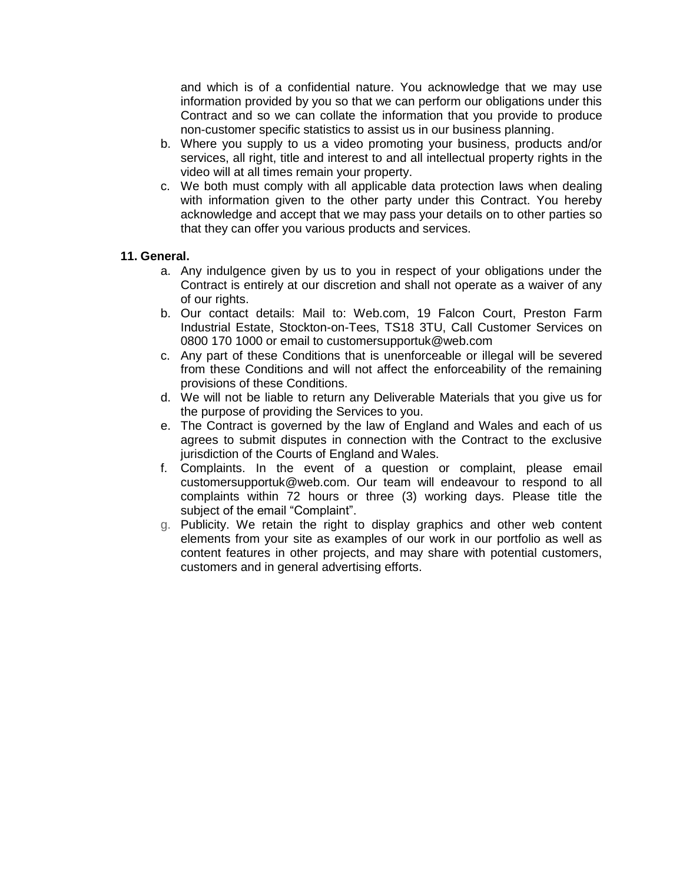and which is of a confidential nature. You acknowledge that we may use information provided by you so that we can perform our obligations under this Contract and so we can collate the information that you provide to produce non-customer specific statistics to assist us in our business planning.

b. Where you supply to us a video promoting your business, products and/or services, all right, title and interest to and all intellectual property rights in the video will at all times remain your property.
c. We both must comply with all applicable data protection laws when dealing with information given to the other party under this Contract. You hereby acknowledge and accept that we may pass your details on to other parties so that they can offer you various products and services.

**11. General.**

a. Any indulgence given by us to you in respect of your obligations under the Contract is entirely at our discretion and shall not operate as a waiver of any of our rights.
b. Our contact details: Mail to: Web.com, 19 Falcon Court, Preston Farm Industrial Estate, Stockton-on-Tees, TS18 3TU, Call Customer Services on 0800 170 1000 or email to customersupportuk@web.com
c. Any part of these Conditions that is unenforceable or illegal will be severed from these Conditions and will not affect the enforceability of the remaining provisions of these Conditions.
d. We will not be liable to return any Deliverable Materials that you give us for the purpose of providing the Services to you.
e. The Contract is governed by the law of England and Wales and each of us agrees to submit disputes in connection with the Contract to the exclusive jurisdiction of the Courts of England and Wales.
f. Complaints. In the event of a question or complaint, please email customersupportuk@web.com. Our team will endeavour to respond to all complaints within 72 hours or three (3) working days. Please title the subject of the email "Complaint".
g. Publicity. We retain the right to display graphics and other web content elements from your site as examples of our work in our portfolio as well as content features in other projects, and may share with potential customers, customers and in general advertising efforts.